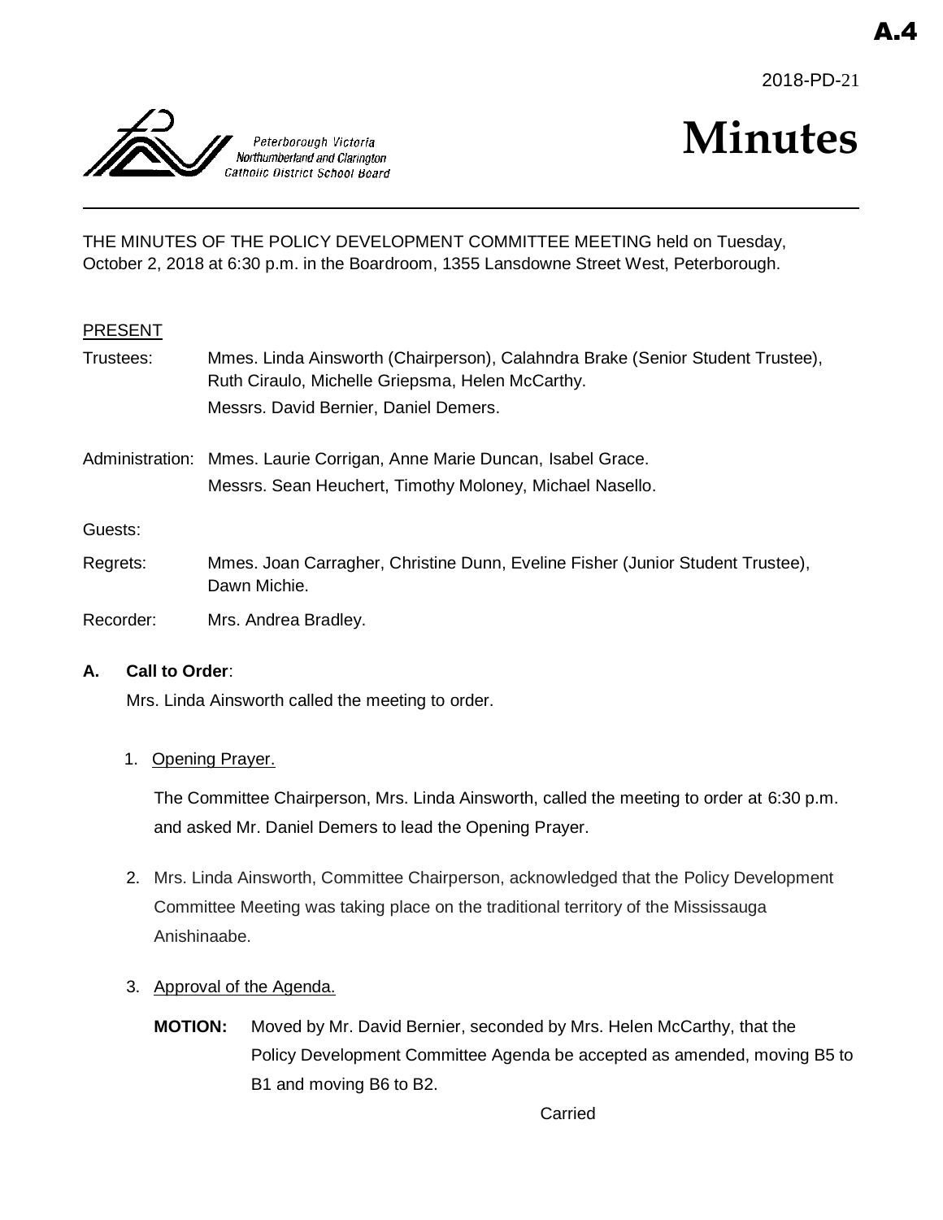A.4

2018-PD-21

Peterborough Victoria Northumberland and Clarington Catholic District School Board

# Minutes

THE MINUTES OF THE POLICY DEVELOPMENT COMMITTEE MEETING held on Tuesday, October 2, 2018 at 6:30 p.m. in the Boardroom, 1355 Lansdowne Street West, Peterborough.

PRESENT

Trustees: Mmes. Linda Ainsworth (Chairperson), Calahndra Brake (Senior Student Trustee), Ruth Ciraulo, Michelle Griepsma, Helen McCarthy.
Messrs. David Bernier, Daniel Demers.

Administration: Mmes. Laurie Corrigan, Anne Marie Duncan, Isabel Grace.
Messrs. Sean Heuchert, Timothy Moloney, Michael Nasello.

Guests:

Regrets: Mmes. Joan Carragher, Christine Dunn, Eveline Fisher (Junior Student Trustee), Dawn Michie.

Recorder: Mrs. Andrea Bradley.

**A. Call to Order**:

Mrs. Linda Ainsworth called the meeting to order.

1. Opening Prayer.

   The Committee Chairperson, Mrs. Linda Ainsworth, called the meeting to order at 6:30 p.m. and asked Mr. Daniel Demers to lead the Opening Prayer.

2. Mrs. Linda Ainsworth, Committee Chairperson, acknowledged that the Policy Development Committee Meeting was taking place on the traditional territory of the Mississauga Anishinaabe.

3. Approval of the Agenda.

   **MOTION:** Moved by Mr. David Bernier, seconded by Mrs. Helen McCarthy, that the Policy Development Committee Agenda be accepted as amended, moving B5 to B1 and moving B6 to B2.

   Carried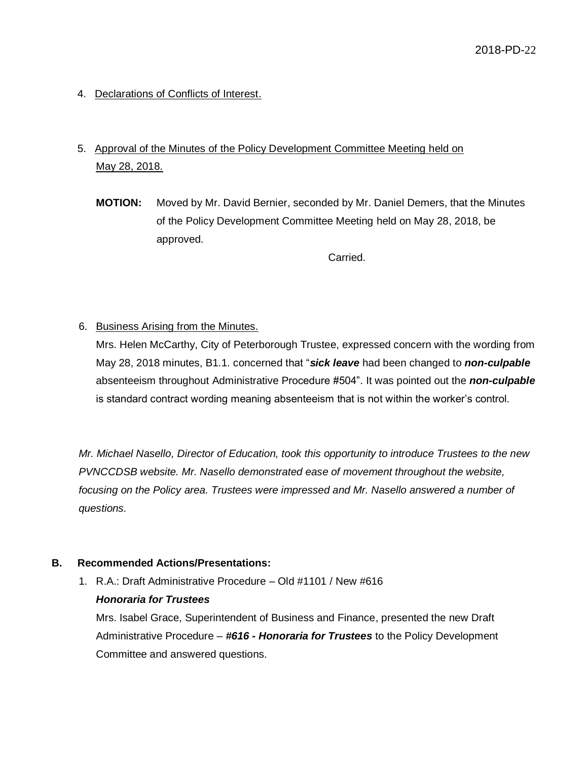4. Declarations of Conflicts of Interest.

5. Approval of the Minutes of the Policy Development Committee Meeting held on May 28, 2018.

   **MOTION:** Moved by Mr. David Bernier, seconded by Mr. Daniel Demers, that the Minutes of the Policy Development Committee Meeting held on May 28, 2018, be approved.

   Carried.

6. Business Arising from the Minutes.

   Mrs. Helen McCarthy, City of Peterborough Trustee, expressed concern with the wording from May 28, 2018 minutes, B1.1. concerned that "***sick leave*** had been changed to ***non-culpable*** absenteeism throughout Administrative Procedure #504". It was pointed out the ***non-culpable*** is standard contract wording meaning absenteeism that is not within the worker's control.

*Mr. Michael Nasello, Director of Education, took this opportunity to introduce Trustees to the new PVNCCDSB website. Mr. Nasello demonstrated ease of movement throughout the website, focusing on the Policy area. Trustees were impressed and Mr. Nasello answered a number of questions.*

## B. Recommended Actions/Presentations:

1. R.A.: Draft Administrative Procedure – Old #1101 / New #616

   ***Honoraria for Trustees***

   Mrs. Isabel Grace, Superintendent of Business and Finance, presented the new Draft Administrative Procedure – ***#616 - Honoraria for Trustees*** to the Policy Development Committee and answered questions.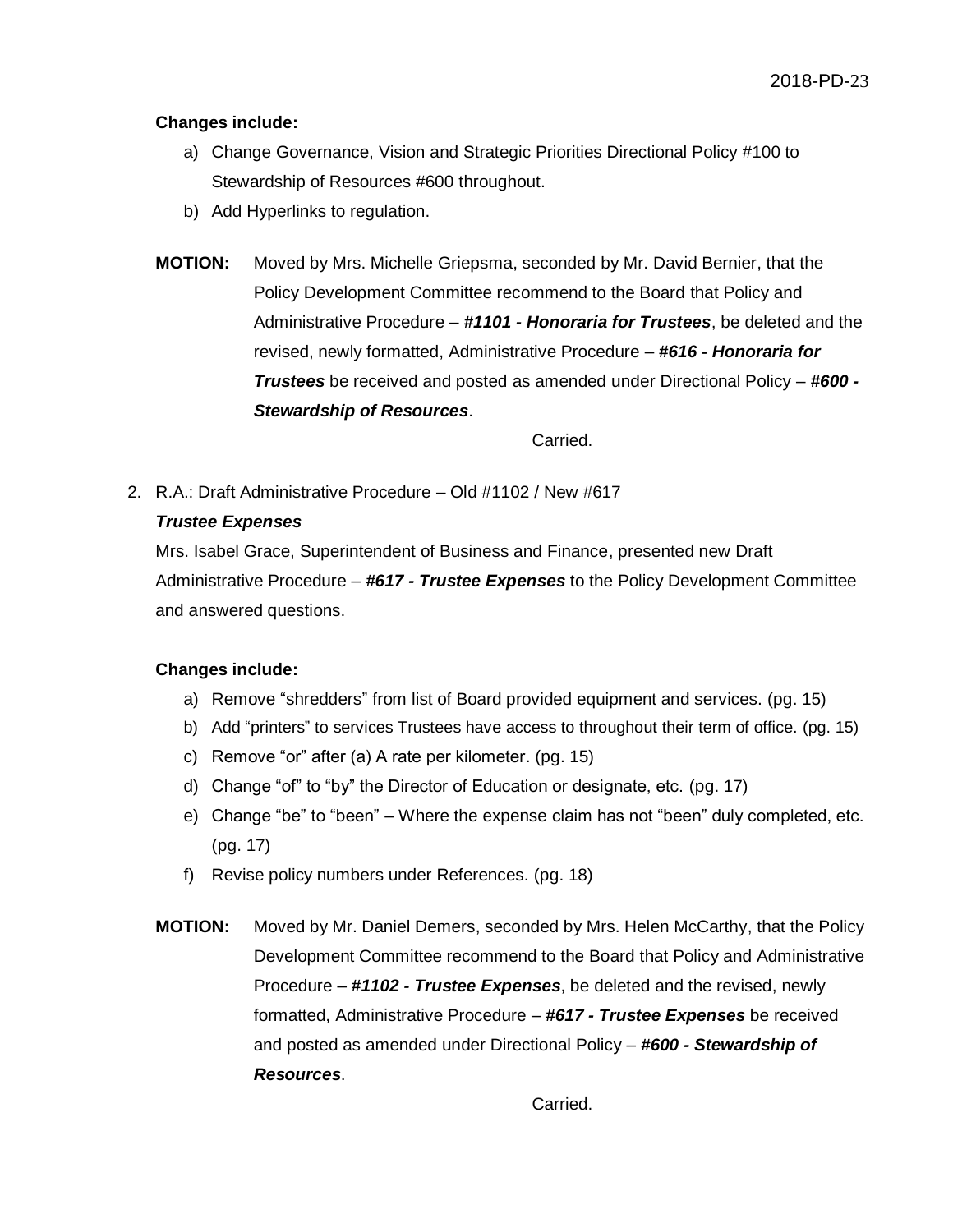**Changes include:**

a) Change Governance, Vision and Strategic Priorities Directional Policy #100 to Stewardship of Resources #600 throughout.
b) Add Hyperlinks to regulation.

**MOTION:** Moved by Mrs. Michelle Griepsma, seconded by Mr. David Bernier, that the Policy Development Committee recommend to the Board that Policy and Administrative Procedure – ***#1101 - Honoraria for Trustees***, be deleted and the revised, newly formatted, Administrative Procedure – ***#616 - Honoraria for Trustees*** be received and posted as amended under Directional Policy – ***#600 - Stewardship of Resources***.

Carried.

2. R.A.: Draft Administrative Procedure – Old #1102 / New #617

***Trustee Expenses***

Mrs. Isabel Grace, Superintendent of Business and Finance, presented new Draft Administrative Procedure – ***#617 - Trustee Expenses*** to the Policy Development Committee and answered questions.

**Changes include:**

a) Remove "shredders" from list of Board provided equipment and services. (pg. 15)
b) Add "printers" to services Trustees have access to throughout their term of office. (pg. 15)
c) Remove "or" after (a) A rate per kilometer. (pg. 15)
d) Change "of" to "by" the Director of Education or designate, etc. (pg. 17)
e) Change "be" to "been" – Where the expense claim has not "been" duly completed, etc. (pg. 17)
f) Revise policy numbers under References. (pg. 18)

**MOTION:** Moved by Mr. Daniel Demers, seconded by Mrs. Helen McCarthy, that the Policy Development Committee recommend to the Board that Policy and Administrative Procedure – ***#1102 - Trustee Expenses***, be deleted and the revised, newly formatted, Administrative Procedure – ***#617 - Trustee Expenses*** be received and posted as amended under Directional Policy – ***#600 - Stewardship of Resources***.

Carried.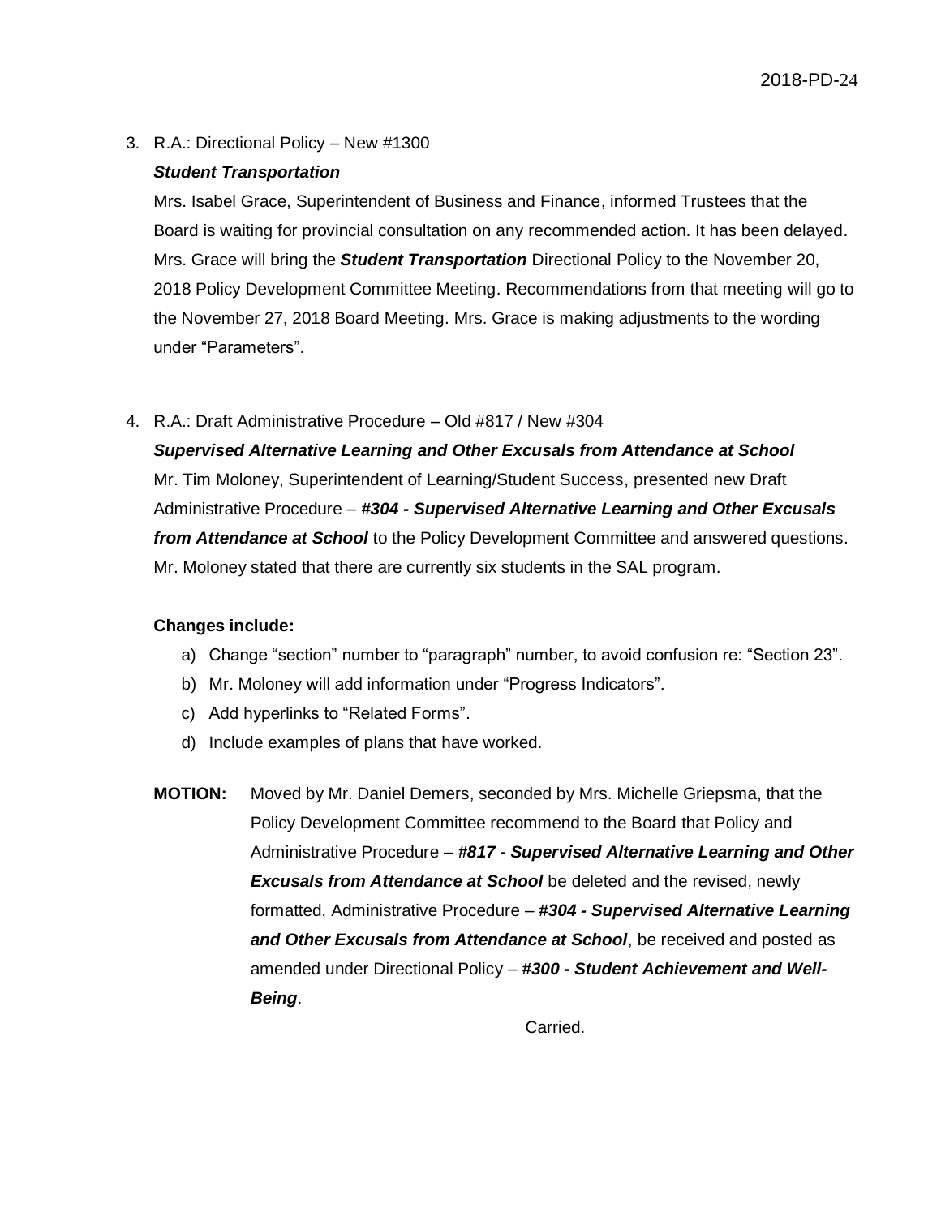3. R.A.: Directional Policy – New #1300

   ***Student Transportation***

   Mrs. Isabel Grace, Superintendent of Business and Finance, informed Trustees that the Board is waiting for provincial consultation on any recommended action. It has been delayed. Mrs. Grace will bring the ***Student Transportation*** Directional Policy to the November 20, 2018 Policy Development Committee Meeting. Recommendations from that meeting will go to the November 27, 2018 Board Meeting. Mrs. Grace is making adjustments to the wording under "Parameters".

4. R.A.: Draft Administrative Procedure – Old #817 / New #304

   ***Supervised Alternative Learning and Other Excusals from Attendance at School***

   Mr. Tim Moloney, Superintendent of Learning/Student Success, presented new Draft Administrative Procedure – #***304 - Supervised Alternative Learning and Other Excusals from Attendance at School*** to the Policy Development Committee and answered questions. Mr. Moloney stated that there are currently six students in the SAL program.

   **Changes include:**

   a) Change "section" number to "paragraph" number, to avoid confusion re: "Section 23".
   b) Mr. Moloney will add information under "Progress Indicators".
   c) Add hyperlinks to "Related Forms".
   d) Include examples of plans that have worked.

   **MOTION:** Moved by Mr. Daniel Demers, seconded by Mrs. Michelle Griepsma, that the Policy Development Committee recommend to the Board that Policy and Administrative Procedure – #***817 - Supervised Alternative Learning and Other Excusals from Attendance at School*** be deleted and the revised, newly formatted, Administrative Procedure – #***304 - Supervised Alternative Learning and Other Excusals from Attendance at School***, be received and posted as amended under Directional Policy – #***300 - Student Achievement and Well-Being***.

   Carried.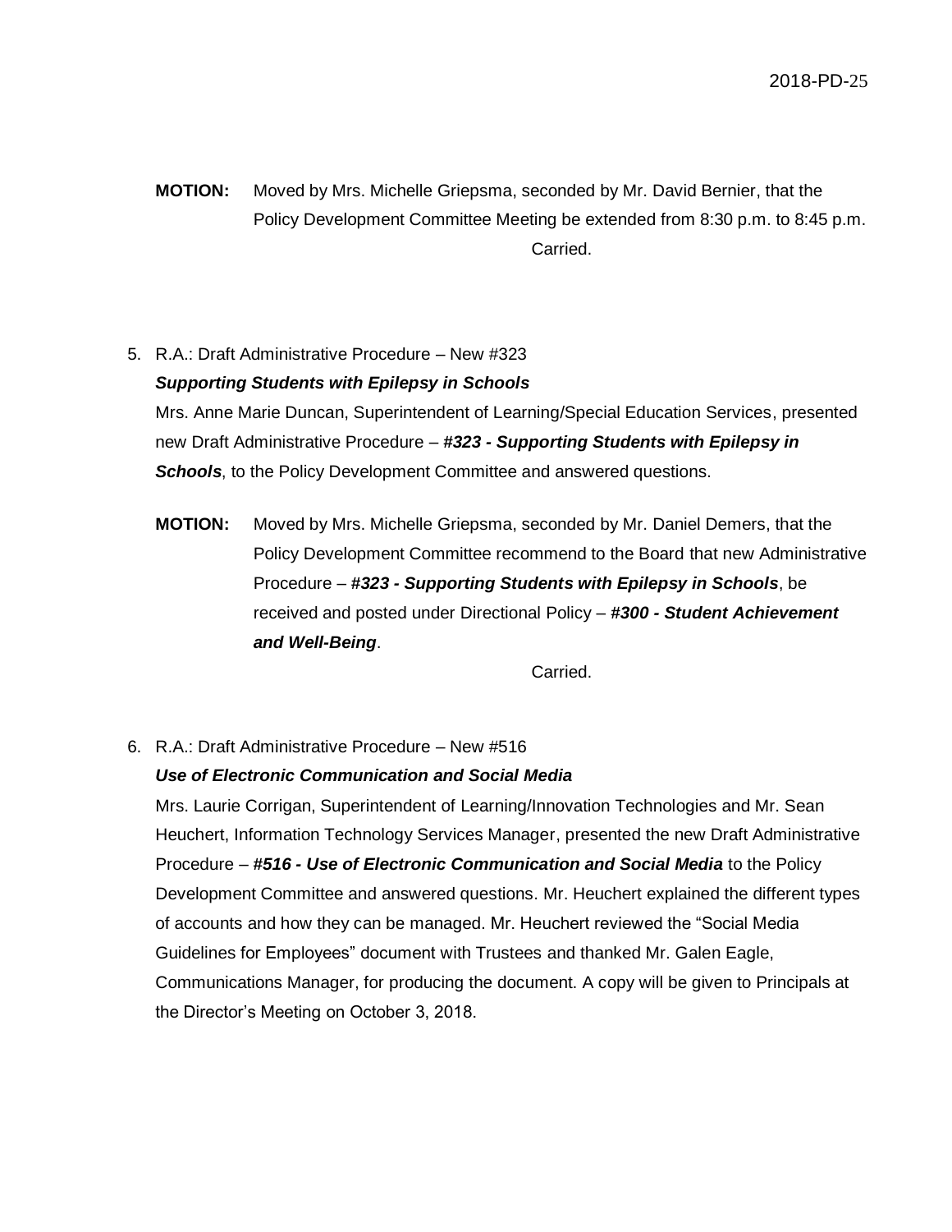**MOTION:** Moved by Mrs. Michelle Griepsma, seconded by Mr. David Bernier, that the Policy Development Committee Meeting be extended from 8:30 p.m. to 8:45 p.m.

Carried.

5. R.A.: Draft Administrative Procedure – New #323

   ***Supporting Students with Epilepsy in Schools***

   Mrs. Anne Marie Duncan, Superintendent of Learning/Special Education Services, presented new Draft Administrative Procedure – ***#323 - Supporting Students with Epilepsy in Schools***, to the Policy Development Committee and answered questions.

   **MOTION:** Moved by Mrs. Michelle Griepsma, seconded by Mr. Daniel Demers, that the Policy Development Committee recommend to the Board that new Administrative Procedure – ***#323 - Supporting Students with Epilepsy in Schools***, be received and posted under Directional Policy – ***#300 - Student Achievement and Well-Being***.

   Carried.

6. R.A.: Draft Administrative Procedure – New #516

   ***Use of Electronic Communication and Social Media***

   Mrs. Laurie Corrigan, Superintendent of Learning/Innovation Technologies and Mr. Sean Heuchert, Information Technology Services Manager, presented the new Draft Administrative Procedure – ***#516 - Use of Electronic Communication and Social Media*** to the Policy Development Committee and answered questions. Mr. Heuchert explained the different types of accounts and how they can be managed. Mr. Heuchert reviewed the "Social Media Guidelines for Employees" document with Trustees and thanked Mr. Galen Eagle, Communications Manager, for producing the document. A copy will be given to Principals at the Director's Meeting on October 3, 2018.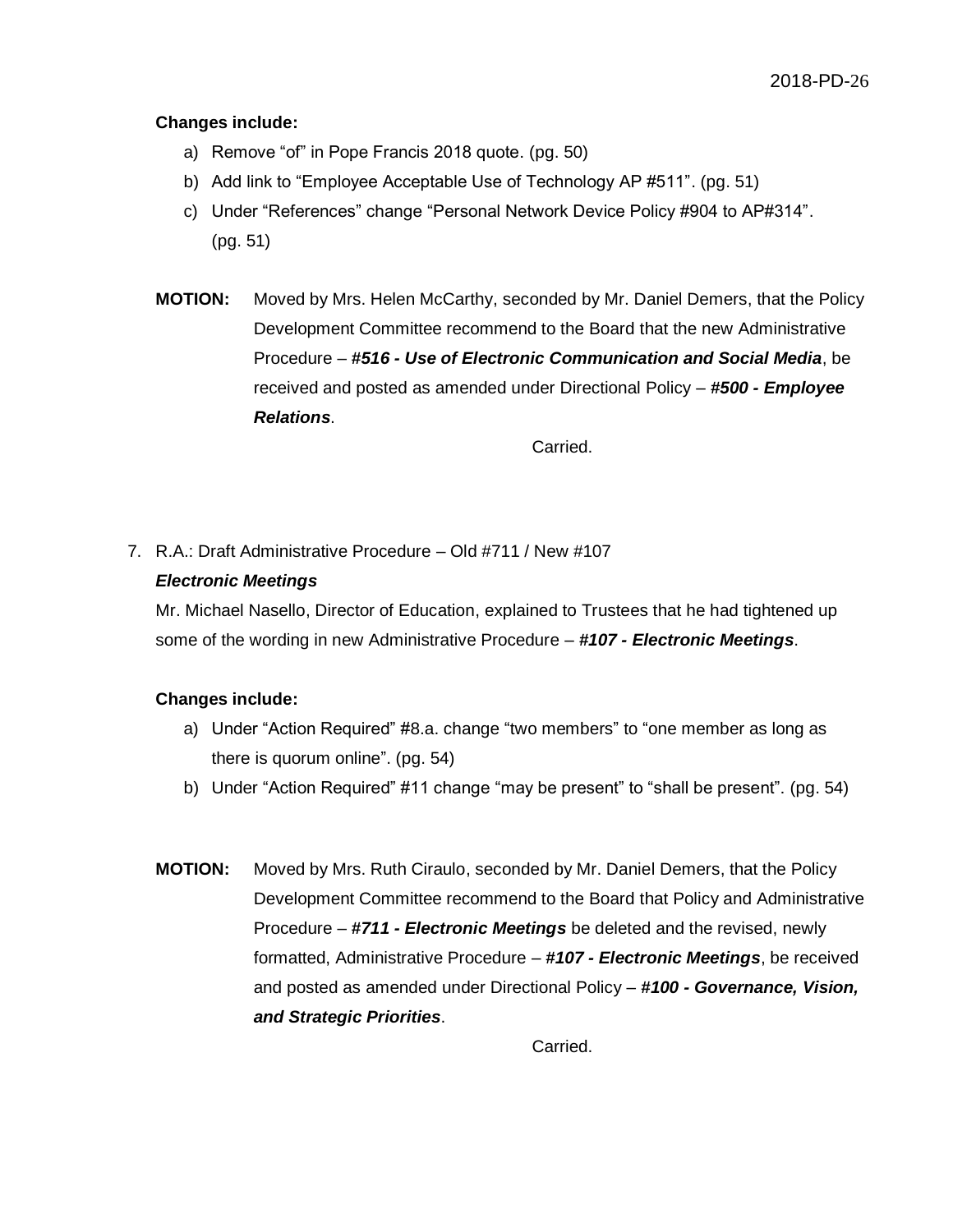**Changes include:**

a) Remove “of” in Pope Francis 2018 quote. (pg. 50)
b) Add link to “Employee Acceptable Use of Technology AP #511”. (pg. 51)
c) Under “References” change “Personal Network Device Policy #904 to AP#314”. (pg. 51)

**MOTION:** Moved by Mrs. Helen McCarthy, seconded by Mr. Daniel Demers, that the Policy Development Committee recommend to the Board that the new Administrative Procedure – ***#516 - Use of Electronic Communication and Social Media***, be received and posted as amended under Directional Policy – ***#500 - Employee Relations***.

Carried.

7. R.A.: Draft Administrative Procedure – Old #711 / New #107

***Electronic Meetings***

Mr. Michael Nasello, Director of Education, explained to Trustees that he had tightened up some of the wording in new Administrative Procedure – ***#107 - Electronic Meetings***.

**Changes include:**

a) Under “Action Required” #8.a. change “two members” to “one member as long as there is quorum online”. (pg. 54)
b) Under “Action Required” #11 change “may be present” to “shall be present”. (pg. 54)

**MOTION:** Moved by Mrs. Ruth Ciraulo, seconded by Mr. Daniel Demers, that the Policy Development Committee recommend to the Board that Policy and Administrative Procedure – ***#711 - Electronic Meetings*** be deleted and the revised, newly formatted, Administrative Procedure – ***#107 - Electronic Meetings***, be received and posted as amended under Directional Policy – ***#100 - Governance, Vision, and Strategic Priorities***.

Carried.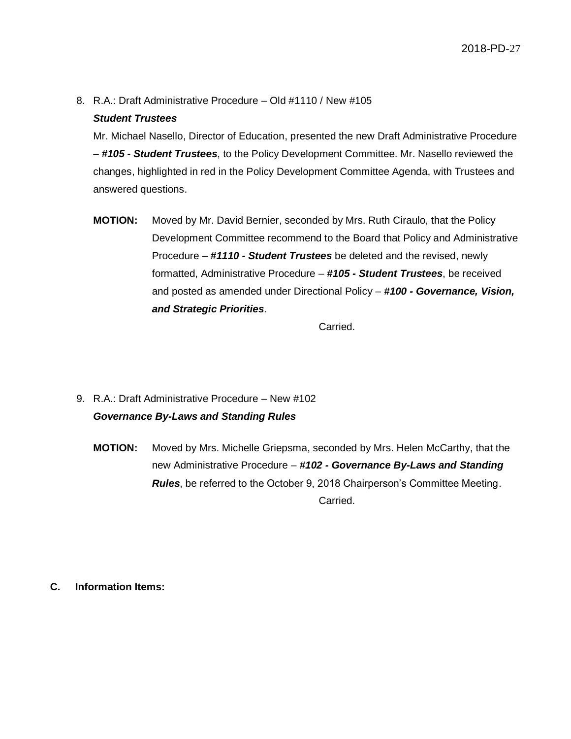8. R.A.: Draft Administrative Procedure – Old #1110 / New #105
   ***Student Trustees***
   Mr. Michael Nasello, Director of Education, presented the new Draft Administrative Procedure – ***#105 - Student Trustees***, to the Policy Development Committee. Mr. Nasello reviewed the changes, highlighted in red in the Policy Development Committee Agenda, with Trustees and answered questions.

   **MOTION:** Moved by Mr. David Bernier, seconded by Mrs. Ruth Ciraulo, that the Policy Development Committee recommend to the Board that Policy and Administrative Procedure – ***#1110 - Student Trustees*** be deleted and the revised, newly formatted, Administrative Procedure – ***#105 - Student Trustees***, be received and posted as amended under Directional Policy – ***#100 - Governance, Vision, and Strategic Priorities***.

   Carried.

9. R.A.: Draft Administrative Procedure – New #102
   ***Governance By-Laws and Standing Rules***

   **MOTION:** Moved by Mrs. Michelle Griepsma, seconded by Mrs. Helen McCarthy, that the new Administrative Procedure – ***#102 - Governance By-Laws and Standing Rules***, be referred to the October 9, 2018 Chairperson's Committee Meeting.

   Carried.

**C. Information Items:**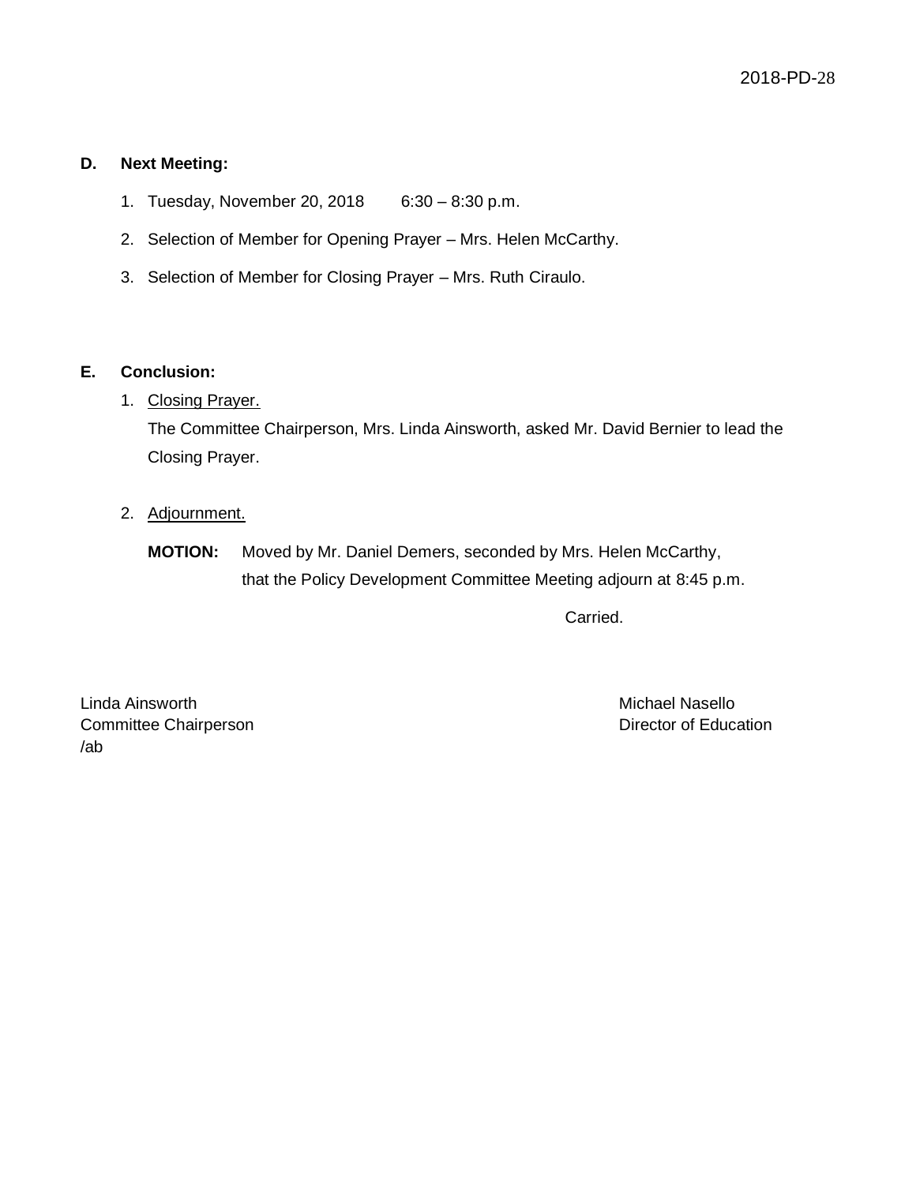2018-PD-28

**D. Next Meeting:**

1. Tuesday, November 20, 2018 6:30 – 8:30 p.m.
2. Selection of Member for Opening Prayer – Mrs. Helen McCarthy.
3. Selection of Member for Closing Prayer – Mrs. Ruth Ciraulo.

**E. Conclusion:**

1. Closing Prayer.

   The Committee Chairperson, Mrs. Linda Ainsworth, asked Mr. David Bernier to lead the Closing Prayer.

2. Adjournment.

   **MOTION:** Moved by Mr. Daniel Demers, seconded by Mrs. Helen McCarthy, that the Policy Development Committee Meeting adjourn at 8:45 p.m.

   Carried.

Linda Ainsworth
Committee Chairperson
/ab

Michael Nasello
Director of Education